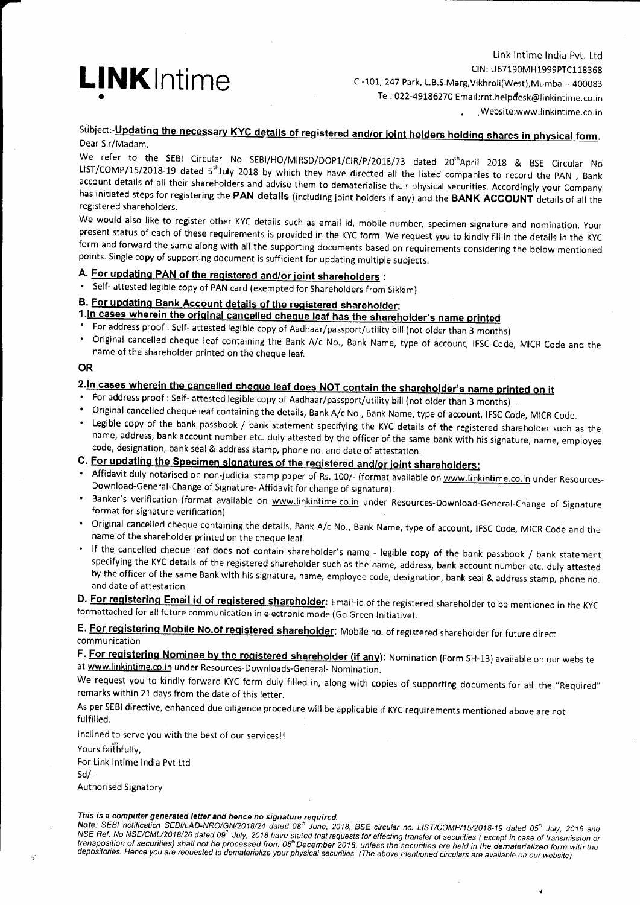**LINK**Intime

Link Intime India Pvt. Ltd
CIN: U67190MH1999PTC118368
C -101, 247 Park, L.B.S.Marg,Vikhroli(West),Mumbai - 400083
Tel: 022-49186270 Email:rnt.helpdesk@linkintime.co.in
.Website:www.linkintime.co.in

Subject:-**Updating the necessary KYC details of registered and/or joint holders holding shares in physical form.**

Dear Sir/Madam,

We refer to the SEBI Circular No SEBI/HO/MIRSD/DOP1/CIR/P/2018/73 dated 20th April 2018 & BSE Circular No LIST/COMP/15/2018-19 dated 5th July 2018 by which they have directed all the listed companies to record the PAN , Bank account details of all their shareholders and advise them to dematerialise their physical securities. Accordingly your Company has initiated steps for registering the **PAN details** (including joint holders if any) and the **BANK ACCOUNT** details of all the registered shareholders.

We would also like to register other KYC details such as email id, mobile number, specimen signature and nomination. Your present status of each of these requirements is provided in the KYC form. We request you to kindly fill in the details in the KYC form and forward the same along with all the supporting documents based on requirements considering the below mentioned points. Single copy of supporting document is sufficient for updating multiple subjects.

### A. For updating PAN of the registered and/or joint shareholders :

- Self- attested legible copy of PAN card (exempted for Shareholders from Sikkim)

### B. For updating Bank Account details of the registered shareholder:

#### 1.In cases wherein the original cancelled cheque leaf has the shareholder's name printed

- For address proof : Self- attested legible copy of Aadhaar/passport/utility bill (not older than 3 months)
- Original cancelled cheque leaf containing the Bank A/c No., Bank Name, type of account, IFSC Code, MICR Code and the name of the shareholder printed on the cheque leaf.

**OR**

#### 2.In cases wherein the cancelled cheque leaf does NOT contain the shareholder's name printed on it

- For address proof : Self- attested legible copy of Aadhaar/passport/utility bill (not older than 3 months)
- Original cancelled cheque leaf containing the details, Bank A/c No., Bank Name, type of account, IFSC Code, MICR Code.
- Legible copy of the bank passbook / bank statement specifying the KYC details of the registered shareholder such as the name, address, bank account number etc. duly attested by the officer of the same bank with his signature, name, employee code, designation, bank seal & address stamp, phone no. and date of attestation.

### C. For updating the Specimen signatures of the registered and/or joint shareholders:

- Affidavit duly notarised on non-judicial stamp paper of Rs. 100/- (format available on www.linkintime.co.in under Resources-Download-General-Change of Signature- Affidavit for change of signature).
- Banker's verification (format available on www.linkintime.co.in under Resources-Download-General-Change of Signature format for signature verification)
- Original cancelled cheque containing the details, Bank A/c No., Bank Name, type of account, IFSC Code, MICR Code and the name of the shareholder printed on the cheque leaf.
- If the cancelled cheque leaf does not contain shareholder's name - legible copy of the bank passbook / bank statement specifying the KYC details of the registered shareholder such as the name, address, bank account number etc. duly attested by the officer of the same Bank with his signature, name, employee code, designation, bank seal & address stamp, phone no. and date of attestation.

**D. For registering Email id of registered shareholder:** Email-id of the registered shareholder to be mentioned in the KYC formattached for all future communication in electronic mode (Go Green Initiative).

**E. For registering Mobile No.of registered shareholder:** Mobile no. of registered shareholder for future direct communication

**F. For registering Nominee by the registered shareholder (if any):** Nomination (Form SH-13) available on our website at www.linkintime.co.in under Resources-Downloads-General- Nomination.

We request you to kindly forward KYC form duly filled in, along with copies of supporting documents for all the "Required" remarks within 21 days from the date of this letter.

As per SEBI directive, enhanced due diligence procedure will be applicable if KYC requirements mentioned above are not fulfilled.

Inclined to serve you with the best of our services!!

Yours faithfully,
For Link Intime India Pvt Ltd
Sd/-
Authorised Signatory

***This is a computer generated letter and hence no signature required.***

***Note:** SEBI notification SEBI/LAD-NRO/GN/2018/24 dated 08th June, 2018, BSE circular no. LIST/COMP/15/2018-19 dated 05th July, 2018 and NSE Ref. No NSE/CML/2018/26 dated 09th July, 2018 have stated that requests for effecting transfer of securities ( except in case of transmission or transposition of securities) shall not be processed from 05th December 2018, unless the securities are held in the dematerialized form with the depositories. Hence you are requested to dematerialize your physical securities. (The above mentioned circulars are available on our website)*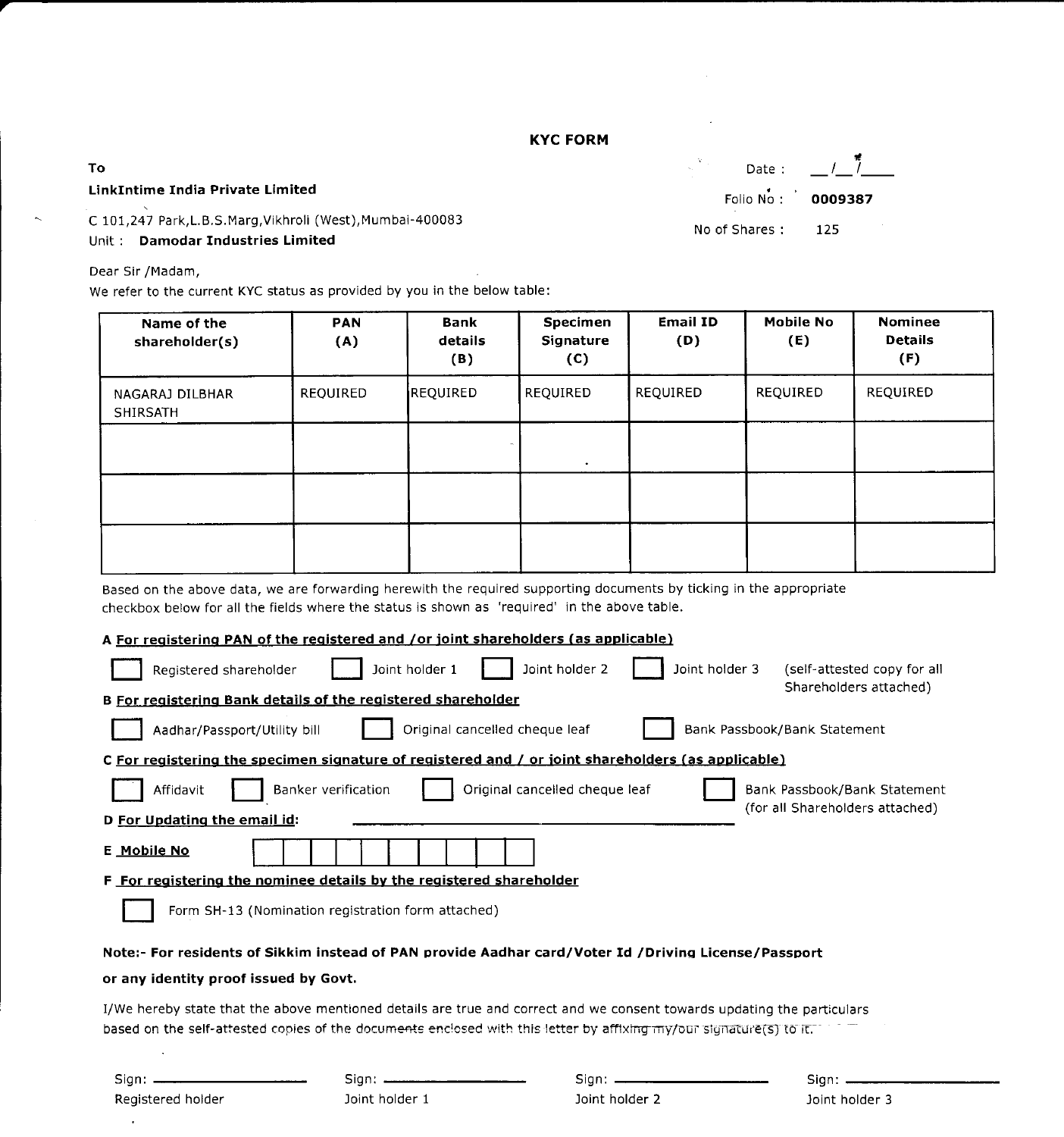# KYC FORM

To

**LinkIntime India Private Limited**

C 101,247 Park,L.B.S.Marg,Vikhroli (West),Mumbai-400083

Unit : **Damodar Industries Limited**

Date : \_\_/\_\_/\_\_\_\_

Folio No : **0009387**

No of Shares : 125

Dear Sir /Madam,

We refer to the current KYC status as provided by you in the below table:

| Name of the shareholder(s) | PAN (A) | Bank details (B) | Specimen Signature (C) | Email ID (D) | Mobile No (E) | Nominee Details (F) |
|---|---|---|---|---|---|---|
| NAGARAJ DILBHAR SHIRSATH | REQUIRED | REQUIRED | REQUIRED | REQUIRED | REQUIRED | REQUIRED |
| | | | | | | |
| | | | | | | |
| | | | | | | |

Based on the above data, we are forwarding herewith the required supporting documents by ticking in the appropriate checkbox below for all the fields where the status is shown as 'required' in the above table.

**A For registering PAN of the registered and /or joint shareholders (as applicable)**

☐ Registered shareholder ☐ Joint holder 1 ☐ Joint holder 2 ☐ Joint holder 3 (self-attested copy for all Shareholders attached)

**B For registering Bank details of the registered shareholder**

☐ Aadhar/Passport/Utility bill ☐ Original cancelled cheque leaf ☐ Bank Passbook/Bank Statement

**C For registering the specimen signature of registered and / or joint shareholders (as applicable)**

☐ Affidavit ☐ Banker verification ☐ Original cancelled cheque leaf ☐ Bank Passbook/Bank Statement (for all Shareholders attached)

**D For Updating the email id:** \_\_\_\_\_\_\_\_\_\_\_\_\_\_\_\_\_\_\_\_\_\_\_\_\_\_\_\_\_\_\_\_\_\_

**E Mobile No** ☐☐☐☐☐☐☐☐☐☐

**F For registering the nominee details by the registered shareholder**

☐ Form SH-13 (Nomination registration form attached)

**Note:- For residents of Sikkim instead of PAN provide Aadhar card/Voter Id /Driving License/Passport or any identity proof issued by Govt.**

I/We hereby state that the above mentioned details are true and correct and we consent towards updating the particulars based on the self-attested copies of the documents enclosed with this letter by affixing my/our signature(s) to it.

| | | | |
|---|---|---|---|
| Sign: \_\_\_\_\_\_\_\_\_\_ | Sign: \_\_\_\_\_\_\_\_\_\_ | Sign: \_\_\_\_\_\_\_\_\_\_ | Sign: \_\_\_\_\_\_\_\_\_\_ |
| Registered holder | Joint holder 1 | Joint holder 2 | Joint holder 3 |